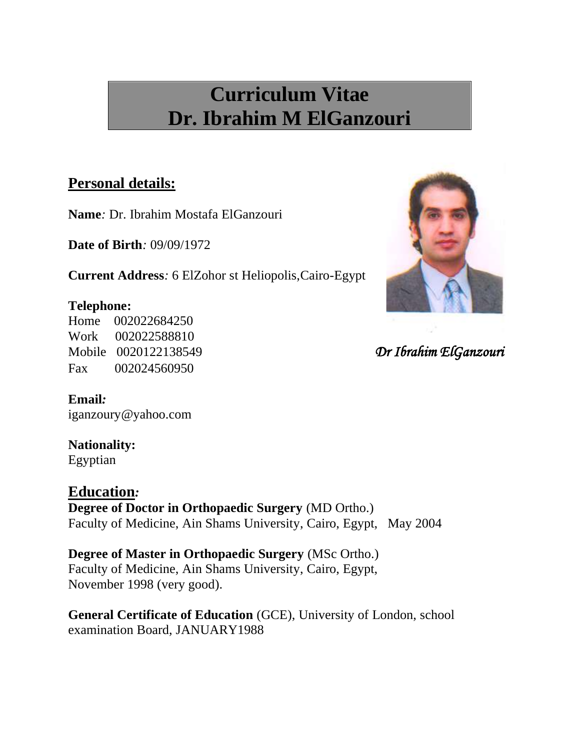# Curriculum Vitae
# Dr. Ibrahim M ElGanzouri

## Personal details:

**Name***:* Dr. Ibrahim Mostafa ElGanzouri

**Date of Birth***:* 09/09/1972

**Current Address***:* 6 ElZohor st Heliopolis,Cairo-Egypt

**Telephone:**
Home 002022684250
Work 002022588810
Mobile 0020122138549
Fax 002024560950

*Dr Ibrahim ElGanzouri*

**Email***:*
iganzoury@yahoo.com

**Nationality:**
Egyptian

## Education*:*

**Degree of Doctor in Orthopaedic Surgery** (MD Ortho.)
Faculty of Medicine, Ain Shams University, Cairo, Egypt, May 2004

**Degree of Master in Orthopaedic Surgery** (MSc Ortho.)
Faculty of Medicine, Ain Shams University, Cairo, Egypt,
November 1998 (very good).

**General Certificate of Education** (GCE), University of London, school examination Board, JANUARY1988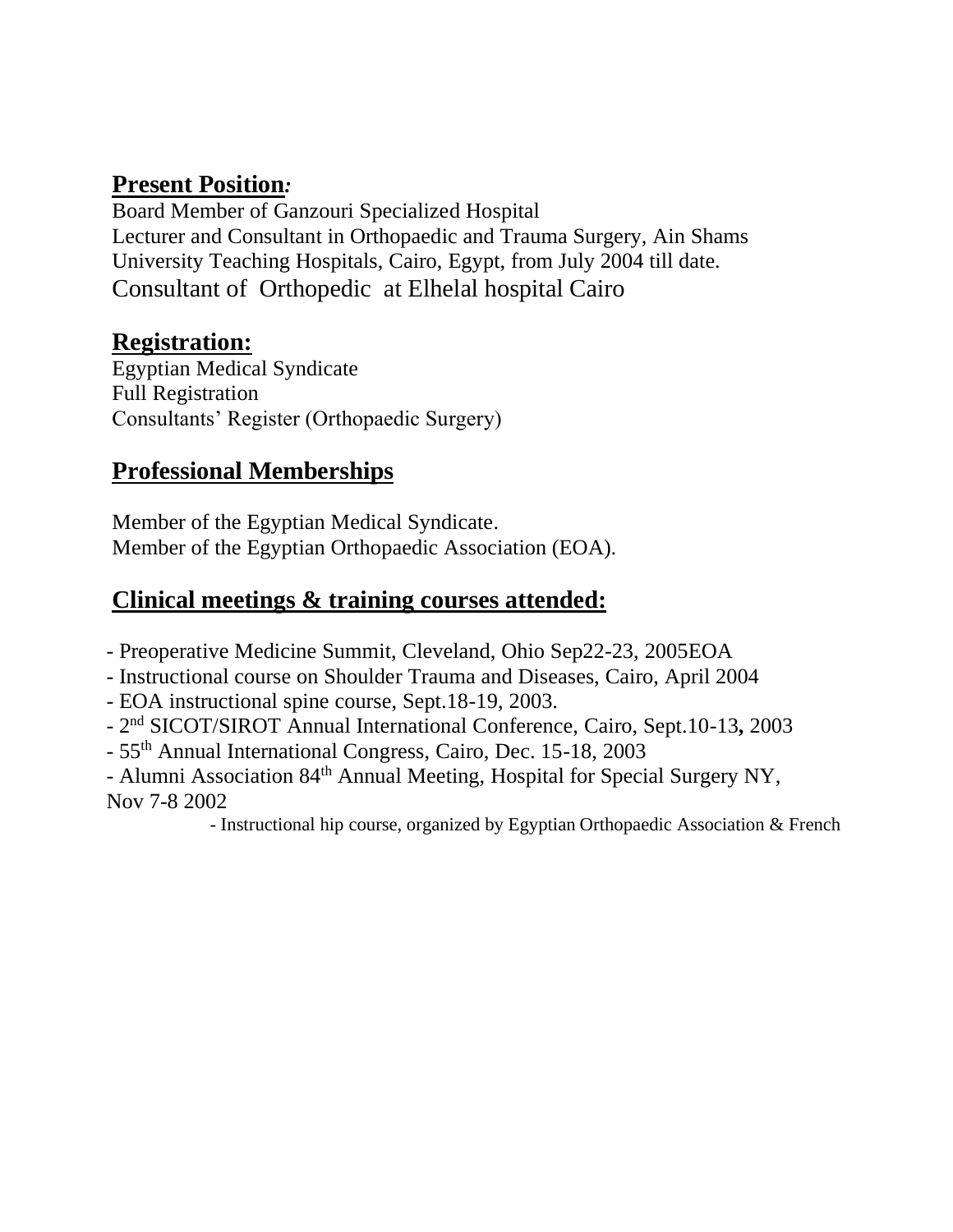## **Present Position*:***

Board Member of Ganzouri Specialized Hospital
Lecturer and Consultant in Orthopaedic and Trauma Surgery, Ain Shams University Teaching Hospitals, Cairo, Egypt, from July 2004 till date.
Consultant of Orthopedic at Elhelal hospital Cairo

## **Registration:**

Egyptian Medical Syndicate
Full Registration
Consultants' Register (Orthopaedic Surgery)

## **Professional Memberships**

Member of the Egyptian Medical Syndicate.
Member of the Egyptian Orthopaedic Association (EOA).

## **Clinical meetings & training courses attended:**

- Preoperative Medicine Summit, Cleveland, Ohio Sep22-23, 2005EOA
- Instructional course on Shoulder Trauma and Diseases, Cairo, April 2004
- EOA instructional spine course, Sept.18-19, 2003.
- 2nd SICOT/SIROT Annual International Conference, Cairo, Sept.10-13**,** 2003
- 55th Annual International Congress, Cairo, Dec. 15-18, 2003
- Alumni Association 84th Annual Meeting, Hospital for Special Surgery NY, Nov 7-8 2002
- Instructional hip course, organized by Egyptian Orthopaedic Association & French